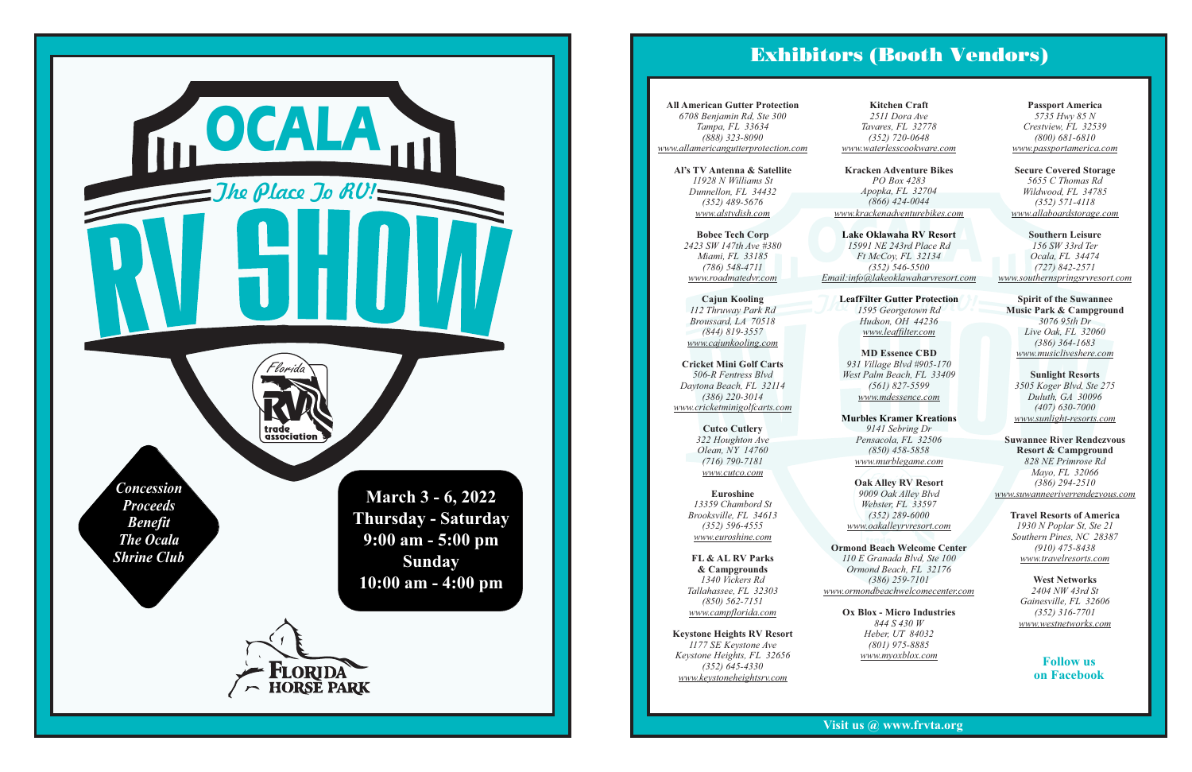# OCALA RV SHOW

*The Place To RV!*

Florida RV trade association

*Concession Proceeds Benefit The Ocala Shrine Club*

**March 3 - 6, 2022**
**Thursday - Saturday**
**9:00 am - 5:00 pm**
**Sunday**
**10:00 am - 4:00 pm**

Florida Horse Park

# Exhibitors (Booth Vendors)

**All American Gutter Protection**
*6708 Benjamin Rd, Ste 300*
*Tampa, FL 33634*
*(888) 323-8090*
*www.allamericangutterprotection.com*

**Al's TV Antenna & Satellite**
*11928 N Williams St*
*Dunnellon, FL 34432*
*(352) 489-5676*
*www.alstvdish.com*

**Bobee Tech Corp**
*2423 SW 147th Ave #380*
*Miami, FL 33185*
*(786) 548-4711*
*www.roadmatedvr.com*

**Cajun Kooling**
*112 Thruway Park Rd*
*Broussard, LA 70518*
*(844) 819-3557*
*www.cajunkooling.com*

**Cricket Mini Golf Carts**
*506-R Fentress Blvd*
*Daytona Beach, FL 32114*
*(386) 220-3014*
*www.cricketminigolfcarts.com*

**Cutco Cutlery**
*322 Houghton Ave*
*Olean, NY 14760*
*(716) 790-7181*
*www.cutco.com*

**Euroshine**
*13359 Chambord St*
*Brooksville, FL 34613*
*(352) 596-4555*
*www.euroshine.com*

**FL & AL RV Parks & Campgrounds**
*1340 Vickers Rd*
*Tallahassee, FL 32303*
*(850) 562-7151*
*www.campflorida.com*

**Keystone Heights RV Resort**
*1177 SE Keystone Ave*
*Keystone Heights, FL 32656*
*(352) 645-4330*
*www.keystoneheightsrv.com*

**Kitchen Craft**
*2511 Dora Ave*
*Tavares, FL 32778*
*(352) 720-0648*
*www.waterlesscookware.com*

**Kracken Adventure Bikes**
*PO Box 4283*
*Apopka, FL 32704*
*(866) 424-0044*
*www.krackenadventurebikes.com*

**Lake Oklawaha RV Resort**
*15991 NE 243rd Place Rd*
*Ft McCoy, FL 32134*
*(352) 546-5500*
*Email:info@lakeoklawaharvresort.com*

**LeafFilter Gutter Protection**
*1595 Georgetown Rd*
*Hudson, OH 44236*
*www.leaffilter.com*

**MD Essence CBD**
*931 Village Blvd #905-170*
*West Palm Beach, FL 33409*
*(561) 827-5599*
*www.mdessence.com*

**Murbles Kramer Kreations**
*9141 Sebring Dr*
*Pensacola, FL 32506*
*(850) 458-5858*
*www.murblegame.com*

**Oak Alley RV Resort**
*9009 Oak Alley Blvd*
*Webster, FL 33597*
*(352) 289-6000*
*www.oakalleyrvresort.com*

**Ormond Beach Welcome Center**
*110 E Granada Blvd, Ste 100*
*Ormond Beach, FL 32176*
*(386) 259-7101*
*www.ormondbeachwelcomecenter.com*

**Ox Blox - Micro Industries**
*844 S 430 W*
*Heber, UT 84032*
*(801) 975-8885*
*www.myoxblox.com*

**Passport America**
*5735 Hwy 85 N*
*Crestview, FL 32539*
*(800) 681-6810*
*www.passportamerica.com*

**Secure Covered Storage**
*5655 C Thomas Rd*
*Wildwood, FL 34785*
*(352) 571-4118*
*www.allaboardstorage.com*

**Southern Leisure**
*156 SW 33rd Ter*
*Ocala, FL 34474*
*(727) 842-2571*
*www.southernspringsrvresort.com*

**Spirit of the Suwannee Music Park & Campground**
*3076 95th Dr*
*Live Oak, FL 32060*
*(386) 364-1683*
*www.musicliveshere.com*

**Sunlight Resorts**
*3505 Koger Blvd, Ste 275*
*Duluth, GA 30096*
*(407) 630-7000*
*www.sunlight-resorts.com*

**Suwannee River Rendezvous Resort & Campground**
*828 NE Primrose Rd*
*Mayo, FL 32066*
*(386) 294-2510*
*www.suwanneeriverrendezvous.com*

**Travel Resorts of America**
*1930 N Poplar St, Ste 21*
*Southern Pines, NC 28387*
*(910) 475-8438*
*www.travelresorts.com*

**West Networks**
*2404 NW 43rd St*
*Gainesville, FL 32606*
*(352) 316-7701*
*www.westnetworks.com*

**Follow us on Facebook**

**Visit us @ www.frvta.org**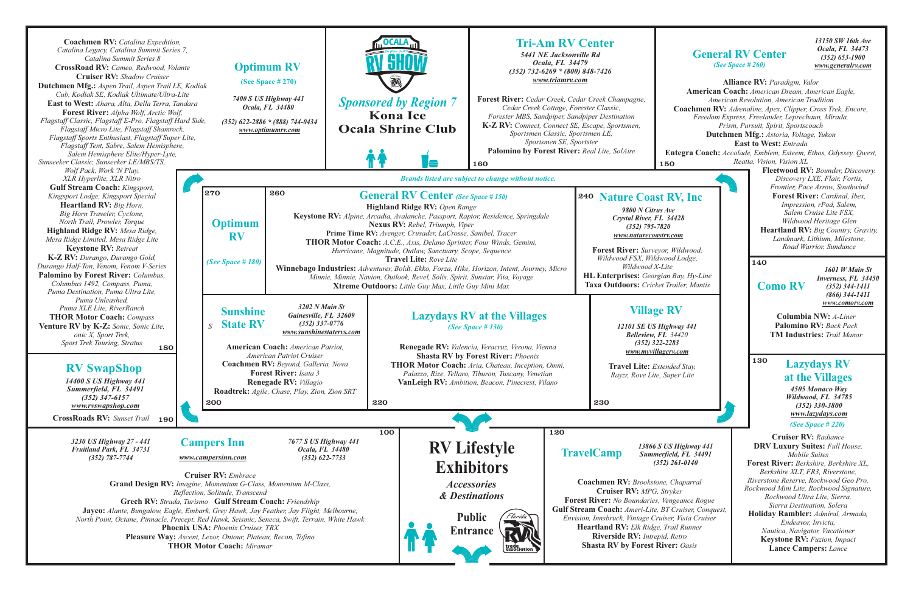# OCALA RV SHOW

*Sponsored by Region 7*

**Kona Ice**

**Ocala Shrine Club**

*Brands listed are subject to change without notice.*

## Space 180

**Coachmen RV:** *Catalina Expedition, Catalina Legacy, Catalina Summit Series 7, Catalina Summit Series 8*
**CrossRoad RV:** *Cameo, Redwood, Volante*
**Cruiser RV:** *Shadow Cruiser*
**Dutchmen Mfg.:** *Aspen Trail, Aspen Trail LE, Kodiak Cub, Kodiak SE, Kodiak Ultimate/Ultra-Lite*
**East to West:** *Ahara, Alta, Della Terra, Tandara*
**Forest River:** *Alpha Wolf, Arctic Wolf, Flagstaff Classic, Flagstaff E-Pro, Flagstaff Hard Side, Flagstaff Micro Lite, Flagstaff Shamrock, Flagstaff Sports Enthusiast, Flagstaff Super Lite, Flagstaff Tent, Sabre, Salem Hemisphere, Salem Hemisphere Elite/Hyper-Lyte, Sunseeker Classic, Sunseeker LE/MBS/TS, Wolf Pack, Work 'N Play, XLR Hyperlite, XLR Nitro*
**Gulf Stream Coach:** *Kingsport, Kingsport Lodge, Kingsport Special*
**Heartland RV:** *Big Horn, Big Horn Traveler, Cyclone, North Trail, Prowler, Torque*
**Highland Ridge RV:** *Mesa Ridge, Mesa Ridge Limited, Mesa Ridge Lite*
**Keystone RV:** *Retreat*
**K-Z RV:** *Durango, Durango Gold, Durango Half-Ton, Venom, Venom V-Series*
**Palomino by Forest River:** *Columbus, Columbus 1492, Compass, Puma, Puma Destination, Puma Ultra Lite, Puma Unleashed, Puma XLE Lite, RiverRanch*
**THOR Motor Coach:** *Compass*
**Venture RV by K-Z:** *Sonic, Sonic Lite, Sonic X, Sport Trek, Sport Trek Touring, Stratus*

## Optimum RV (See Space # 270)

*7400 S US Highway 441*
*Ocala, FL 34480*
*(352) 622-2886 * (888) 744-0434*
*www.optimumrv.com*

## Space 160 — Tri-Am RV Center

*5441 NE Jacksonville Rd*
*Ocala, FL 34479*
*(352) 732-6269 * (800) 848-7426*
*www.triamrv.com*

**Forest River:** *Cedar Creek, Cedar Creek Cottage, Cedar Creek Champagne, Cedar Creek Classic, Forester MBS, Sandpiper, Sandpiper Destination*
**K-Z RV:** *Connect, Connect SE, Escape, Sportsmen, Sportsmen Classic, Sportsmen LE, Sportsmen SE, Sportster*
**Palomino by Forest River:** *Real Lite, SolAire*

## Space 150 — General RV Center (See Space # 260)

*13150 SW 16th Ave*
*Ocala, FL 34473*
*(352) 653-1900*
*www.generalrv.com*

**Alliance RV:** *Paradigm, Valor*
**American Coach:** *American Dream, American Eagle, American Revolution, American Tradition*
**Coachmen RV:** *Adrenaline, Apex, Clipper, Cross Trek, Encore, Freedom Express, Freelander, Leprechaun, Mirada, Prism, Pursuit, Spirit, Sportscoach*
**Dutchmen Mfg.:** *Astoria, Voltage, Yukon*
**East to West:** *Entrada*
**Entegra Coach:** *Accolade, Emblem, Esteem, Ethos, Odyssey, Qwest, Reatta, Vision, Vision XL*
**Fleetwood RV:** *Bounder, Discovery, Discovery LXE, Flair, Fortis, Frontier, Pace Arrow, Southwind*
**Forest River:** *Cardinal, Ibex, Impression, rPod, Salem, Salem Cruise Lite FSX, Wildwood Heritage Glen*
**Heartland RV:** *Big Country, Gravity, Landmark, Lithium, Milestone, Road Warrior, Sundance*

## Space 270 — Optimum RV (See Space # 180)

## Space 260 — General RV Center (See Space # 150)

**Highland Ridge RV:** *Open Range*
**Keystone RV:** *Alpine, Arcadia, Avalanche, Passport, Raptor, Residence, Springdale*
**Nexus RV:** *Rebel, Triumph, Viper*
**Prime Time RV:** *Avenger, Crusader, LaCrosse, Sanibel, Tracer*
**THOR Motor Coach:** *A.C.E., Axis, Delano Sprinter, Four Winds, Gemini, Hurricane, Magnitude, Outlaw, Sanctuary, Scope, Sequence*
**Travel Lite:** *Rove Lite*
**Winnebago Industries:** *Adventurer, Boldt, Ekko, Forza, Hike, Horizon, Intent, Journey, Micro Minnie, Minnie, Navion, Outlook, Revel, Solis, Sprinter, Sunstar, Vita, Voyage*
**Xtreme Outdoors:** *Little Guy Max, Little Guy Mini Max*

## Space 240 — Nature Coast RV, Inc

*9800 N Citrus Ave*
*Crystal River, FL 34428*
*(352) 795-7820*
*www.naturecoastrv.com*

**Forest River:** *Surveyor, Wildwood, Wildwood FSX, Wildwood Lodge, Wildwood X-Lite*
**HL Enterprises:** *Georgian Bay, Hy-Line*
**Taxa Outdoors:** *Cricket Trailer, Mantis*

## Space 140 — Como RV

*1601 W Main St*
*Inverness, FL 34450*
*(352) 344-1411*
*(866) 344-1411*
*www.comorv.com*

**Columbia NW:** *A-Liner*
**Palomino RV:** *Back Pack*
**TM Industries:** *Trail Manor*

## Space 200 — Sunshine State RV

*3202 N Main St*
*Gainesville, FL 32609*
*(352) 337-0776*
*www.sunshinestatervs.com*

**American Coach:** *American Patriot, American Patriot Cruiser*
**Coachmen RV:** *Beyond, Galleria, Nova*
**Forest River:** *Isata 3*
**Renegade RV:** *Villagio*
**Roadtrek:** *Agile, Chase, Play, Zion, Zion SRT*

## Space 220 — Lazydays RV at the Villages (See Space # 130)

**Renegade RV:** *Valencia, Veracruz, Verona, Vienna*
**Shasta RV by Forest River:** *Phoenix*
**THOR Motor Coach:** *Aria, Chateau, Inception, Omni, Palazzo, Rize, Tellaro, Tiburon, Tuscany, Venetian*
**VanLeigh RV:** *Ambition, Beacon, Pinecrest, Vilano*

## Space 230 — Village RV

*12101 SE US Highway 441*
*Belleview, FL 34420*
*(352) 322-2283*
*www.myvillagerv.com*

**Travel Lite:** *Extended Stay, Rayzr, Rove Lite, Super Lite*

## Space 190 — RV SwapShop

*14400 S US Highway 441*
*Summerfield, FL 34491*
*(352) 347-6157*
*www.rvswapshop.com*

**CrossRoads RV:** *Sunset Trail*

## Space 130 — Lazydays RV at the Villages (See Space # 220)

*4505 Monaco Way*
*Wildwood, FL 34785*
*(352) 330-3800*
*www.lazydays.com*

**Cruiser RV:** *Radiance*
**DRV Luxury Suites:** *Full House, Mobile Suites*
**Forest River:** *Berkshire, Berkshire XL, Berkshire XLT, FR3, Riverstone, Riverstone Reserve, Rockwood Geo Pro, Rockwood Mini Lite, Rockwood Signature, Rockwood Ultra Lite, Sierra, Sierra Destination, Solera*
**Holiday Rambler:** *Admiral, Armada, Endeavor, Invicta, Nautica, Navigator, Vacationer*
**Keystone RV:** *Fuzion, Impact*
**Lance Campers:** *Lance*

## Space 100 — Campers Inn

*3230 US Highway 27 - 441*
*Fruitland Park, FL 34731*
*(352) 787-7744*

*7677 S US Highway 441*
*Ocala, FL 34480*
*(352) 622-7733*

*www.campersinn.com*

**Cruiser RV:** *Embrace*
**Grand Design RV:** *Imagine, Momentum G-Class, Momentum M-Class, Reflection, Solitude, Transcend*
**Grech RV:** *Strada, Turismo*
**Gulf Stream Coach:** *Friendship*
**Jayco:** *Alante, Bungalow, Eagle, Embark, Grey Hawk, Jay Feather, Jay Flight, Melbourne, North Point, Octane, Pinnacle, Precept, Red Hawk, Seismic, Seneca, Swift, Terrain, White Hawk*
**Phoenix USA:** *Phoenix Cruiser, TRX*
**Pleasure Way:** *Ascent, Lexor, Ontour, Plateau, Recon, Tofino*
**THOR Motor Coach:** *Miramar*

## RV Lifestyle Exhibitors

*Accessories & Destinations*

**Public Entrance**

Florida RV trade association

## Space 120 — TravelCamp

*13866 S US Highway 441*
*Summerfield, FL 34491*
*(352) 261-0140*

**Coachmen RV:** *Brookstone, Chaparral*
**Cruiser RV:** *MPG, Stryker*
**Forest River:** *No Boundaries, Vengeance Rogue*
**Gulf Stream Coach:** *Ameri-Lite, BT Cruiser, Conquest, Envision, Innsbruck, Vintage Cruiser, Vista Cruiser*
**Heartland RV:** *Elk Ridge, Trail Runner*
**Riverside RV:** *Intrepid, Retro*
**Shasta RV by Forest River:** *Oasis*